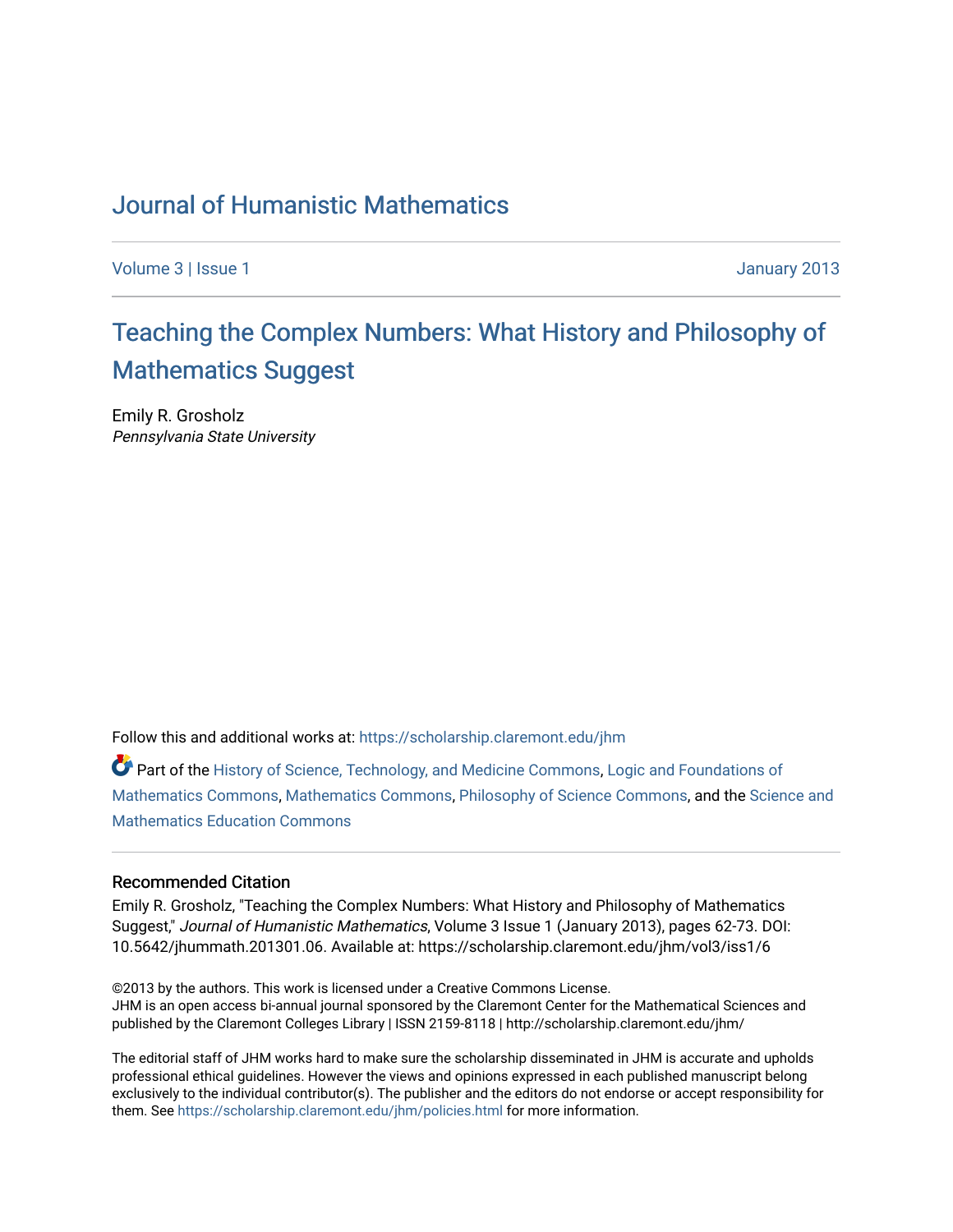# Journal of Humanistic Mathematics

Volume 3 | Issue 1 January 2013

## Teaching the Complex Numbers: What History and Philosophy of Mathematics Suggest

Emily R. Grosholz
*Pennsylvania State University*

Follow this and additional works at: https://scholarship.claremont.edu/jhm

Part of the History of Science, Technology, and Medicine Commons, Logic and Foundations of Mathematics Commons, Mathematics Commons, Philosophy of Science Commons, and the Science and Mathematics Education Commons

### Recommended Citation

Emily R. Grosholz, "Teaching the Complex Numbers: What History and Philosophy of Mathematics Suggest," *Journal of Humanistic Mathematics*, Volume 3 Issue 1 (January 2013), pages 62-73. DOI: 10.5642/jhummath.201301.06. Available at: https://scholarship.claremont.edu/jhm/vol3/iss1/6

©2013 by the authors. This work is licensed under a Creative Commons License.
JHM is an open access bi-annual journal sponsored by the Claremont Center for the Mathematical Sciences and published by the Claremont Colleges Library | ISSN 2159-8118 | http://scholarship.claremont.edu/jhm/

The editorial staff of JHM works hard to make sure the scholarship disseminated in JHM is accurate and upholds professional ethical guidelines. However the views and opinions expressed in each published manuscript belong exclusively to the individual contributor(s). The publisher and the editors do not endorse or accept responsibility for them. See https://scholarship.claremont.edu/jhm/policies.html for more information.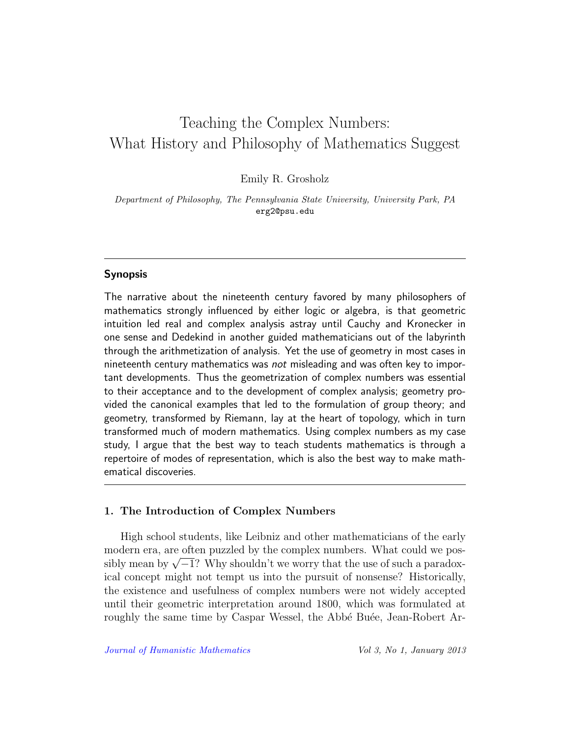# Teaching the Complex Numbers: What History and Philosophy of Mathematics Suggest

Emily R. Grosholz

*Department of Philosophy, The Pennsylvania State University, University Park, PA*
erg2@psu.edu

---

### Synopsis

The narrative about the nineteenth century favored by many philosophers of mathematics strongly influenced by either logic or algebra, is that geometric intuition led real and complex analysis astray until Cauchy and Kronecker in one sense and Dedekind in another guided mathematicians out of the labyrinth through the arithmetization of analysis. Yet the use of geometry in most cases in nineteenth century mathematics was *not* misleading and was often key to important developments. Thus the geometrization of complex numbers was essential to their acceptance and to the development of complex analysis; geometry provided the canonical examples that led to the formulation of group theory; and geometry, transformed by Riemann, lay at the heart of topology, which in turn transformed much of modern mathematics. Using complex numbers as my case study, I argue that the best way to teach students mathematics is through a repertoire of modes of representation, which is also the best way to make mathematical discoveries.

---

## 1. The Introduction of Complex Numbers

High school students, like Leibniz and other mathematicians of the early modern era, are often puzzled by the complex numbers. What could we possibly mean by $\sqrt{-1}$? Why shouldn't we worry that the use of such a paradoxical concept might not tempt us into the pursuit of nonsense? Historically, the existence and usefulness of complex numbers were not widely accepted until their geometric interpretation around 1800, which was formulated at roughly the same time by Caspar Wessel, the Abbé Buée, Jean-Robert Ar-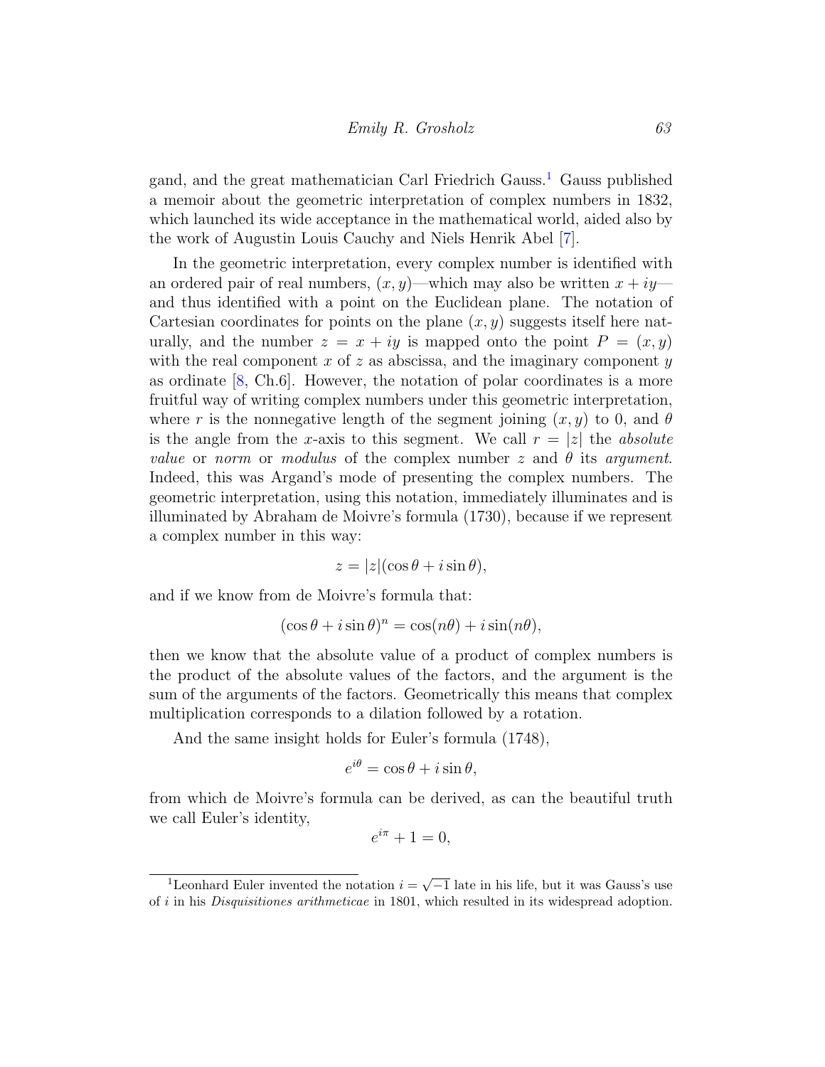gand, and the great mathematician Carl Friedrich Gauss.[1] Gauss published a memoir about the geometric interpretation of complex numbers in 1832, which launched its wide acceptance in the mathematical world, aided also by the work of Augustin Louis Cauchy and Niels Henrik Abel [7].

In the geometric interpretation, every complex number is identified with an ordered pair of real numbers, $(x, y)$—which may also be written $x + iy$—and thus identified with a point on the Euclidean plane. The notation of Cartesian coordinates for points on the plane $(x, y)$ suggests itself here naturally, and the number $z = x + iy$ is mapped onto the point $P = (x, y)$ with the real component $x$ of $z$ as abscissa, and the imaginary component $y$ as ordinate [8, Ch.6]. However, the notation of polar coordinates is a more fruitful way of writing complex numbers under this geometric interpretation, where $r$ is the nonnegative length of the segment joining $(x, y)$ to 0, and $\theta$ is the angle from the $x$-axis to this segment. We call $r = |z|$ the *absolute value* or *norm* or *modulus* of the complex number $z$ and $\theta$ its *argument*. Indeed, this was Argand's mode of presenting the complex numbers. The geometric interpretation, using this notation, immediately illuminates and is illuminated by Abraham de Moivre's formula (1730), because if we represent a complex number in this way:

$$z = |z|(\cos\theta + i\sin\theta),$$

and if we know from de Moivre's formula that:

$$(\cos\theta + i\sin\theta)^n = \cos(n\theta) + i\sin(n\theta),$$

then we know that the absolute value of a product of complex numbers is the product of the absolute values of the factors, and the argument is the sum of the arguments of the factors. Geometrically this means that complex multiplication corresponds to a dilation followed by a rotation.

And the same insight holds for Euler's formula (1748),

$$e^{i\theta} = \cos\theta + i\sin\theta,$$

from which de Moivre's formula can be derived, as can the beautiful truth we call Euler's identity,

$$e^{i\pi} + 1 = 0,$$

[1] Leonhard Euler invented the notation $i = \sqrt{-1}$ late in his life, but it was Gauss's use of $i$ in his *Disquisitiones arithmeticae* in 1801, which resulted in its widespread adoption.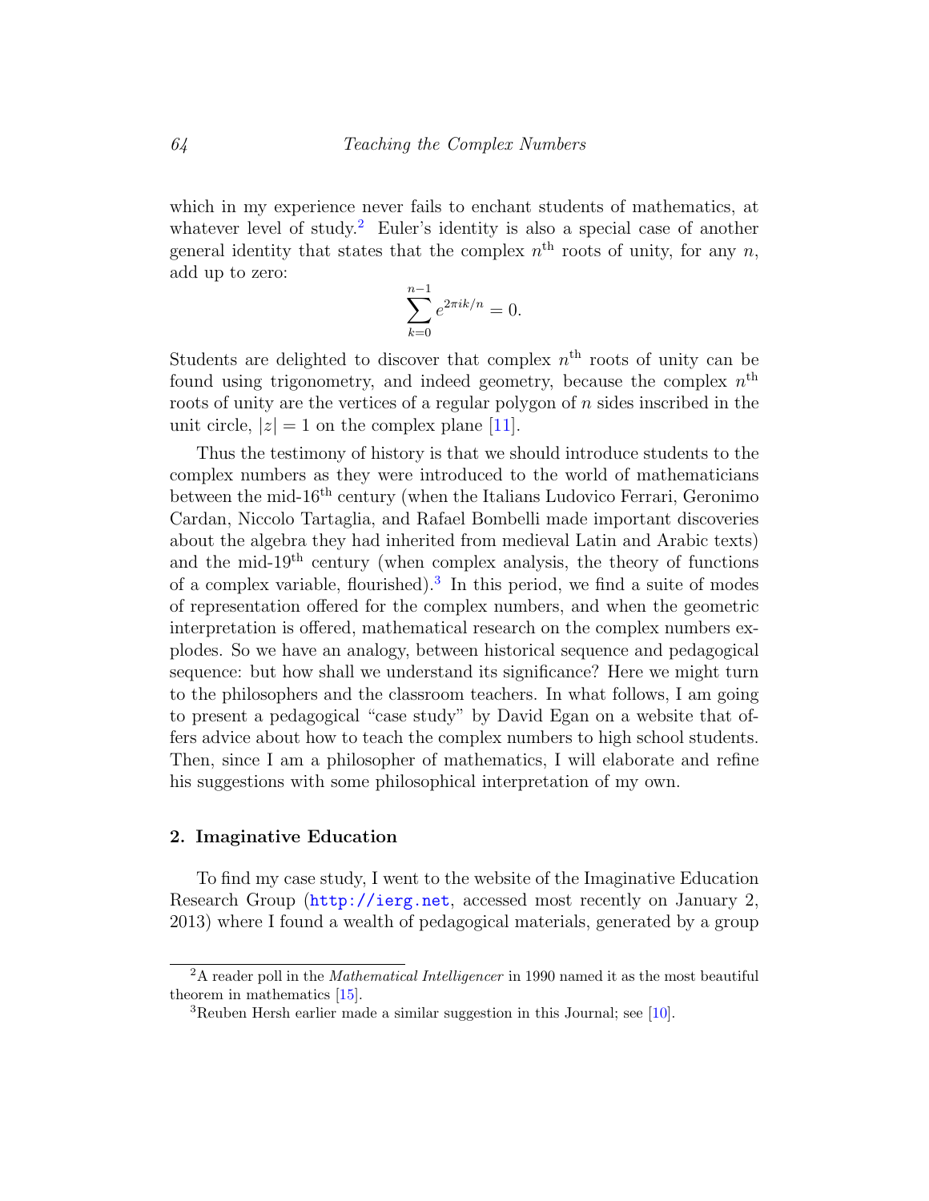which in my experience never fails to enchant students of mathematics, at whatever level of study.[2] Euler's identity is also a special case of another general identity that states that the complex $n^{\text{th}}$ roots of unity, for any $n$, add up to zero:

$$\sum_{k=0}^{n-1} e^{2\pi ik/n} = 0.$$

Students are delighted to discover that complex $n^{\text{th}}$ roots of unity can be found using trigonometry, and indeed geometry, because the complex $n^{\text{th}}$ roots of unity are the vertices of a regular polygon of $n$ sides inscribed in the unit circle, $|z| = 1$ on the complex plane [11].

Thus the testimony of history is that we should introduce students to the complex numbers as they were introduced to the world of mathematicians between the mid-16$^{\text{th}}$ century (when the Italians Ludovico Ferrari, Geronimo Cardan, Niccolo Tartaglia, and Rafael Bombelli made important discoveries about the algebra they had inherited from medieval Latin and Arabic texts) and the mid-19$^{\text{th}}$ century (when complex analysis, the theory of functions of a complex variable, flourished).[3] In this period, we find a suite of modes of representation offered for the complex numbers, and when the geometric interpretation is offered, mathematical research on the complex numbers explodes. So we have an analogy, between historical sequence and pedagogical sequence: but how shall we understand its significance? Here we might turn to the philosophers and the classroom teachers. In what follows, I am going to present a pedagogical "case study" by David Egan on a website that offers advice about how to teach the complex numbers to high school students. Then, since I am a philosopher of mathematics, I will elaborate and refine his suggestions with some philosophical interpretation of my own.

## 2. Imaginative Education

To find my case study, I went to the website of the Imaginative Education Research Group (http://ierg.net, accessed most recently on January 2, 2013) where I found a wealth of pedagogical materials, generated by a group

[2] A reader poll in the *Mathematical Intelligencer* in 1990 named it as the most beautiful theorem in mathematics [15].

[3] Reuben Hersh earlier made a similar suggestion in this Journal; see [10].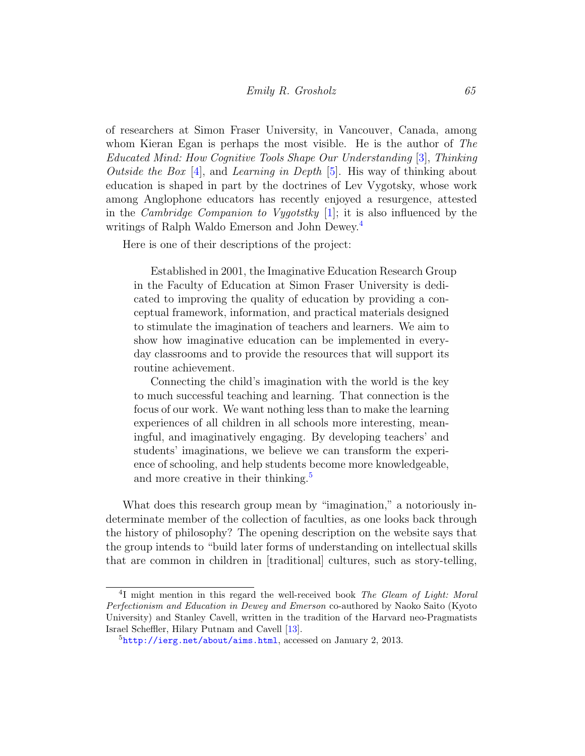of researchers at Simon Fraser University, in Vancouver, Canada, among whom Kieran Egan is perhaps the most visible. He is the author of *The Educated Mind: How Cognitive Tools Shape Our Understanding* [3], *Thinking Outside the Box* [4], and *Learning in Depth* [5]. His way of thinking about education is shaped in part by the doctrines of Lev Vygotsky, whose work among Anglophone educators has recently enjoyed a resurgence, attested in the *Cambridge Companion to Vygotstky* [1]; it is also influenced by the writings of Ralph Waldo Emerson and John Dewey.[4]

Here is one of their descriptions of the project:

> Established in 2001, the Imaginative Education Research Group in the Faculty of Education at Simon Fraser University is dedicated to improving the quality of education by providing a conceptual framework, information, and practical materials designed to stimulate the imagination of teachers and learners. We aim to show how imaginative education can be implemented in everyday classrooms and to provide the resources that will support its routine achievement.
>
> Connecting the child's imagination with the world is the key to much successful teaching and learning. That connection is the focus of our work. We want nothing less than to make the learning experiences of all children in all schools more interesting, meaningful, and imaginatively engaging. By developing teachers' and students' imaginations, we believe we can transform the experience of schooling, and help students become more knowledgeable, and more creative in their thinking.[5]

What does this research group mean by "imagination," a notoriously indeterminate member of the collection of faculties, as one looks back through the history of philosophy? The opening description on the website says that the group intends to "build later forms of understanding on intellectual skills that are common in children in [traditional] cultures, such as story-telling,

---

[4] I might mention in this regard the well-received book *The Gleam of Light: Moral Perfectionism and Education in Dewey and Emerson* co-authored by Naoko Saito (Kyoto University) and Stanley Cavell, written in the tradition of the Harvard neo-Pragmatists Israel Scheffler, Hilary Putnam and Cavell [13].

[5] http://ierg.net/about/aims.html, accessed on January 2, 2013.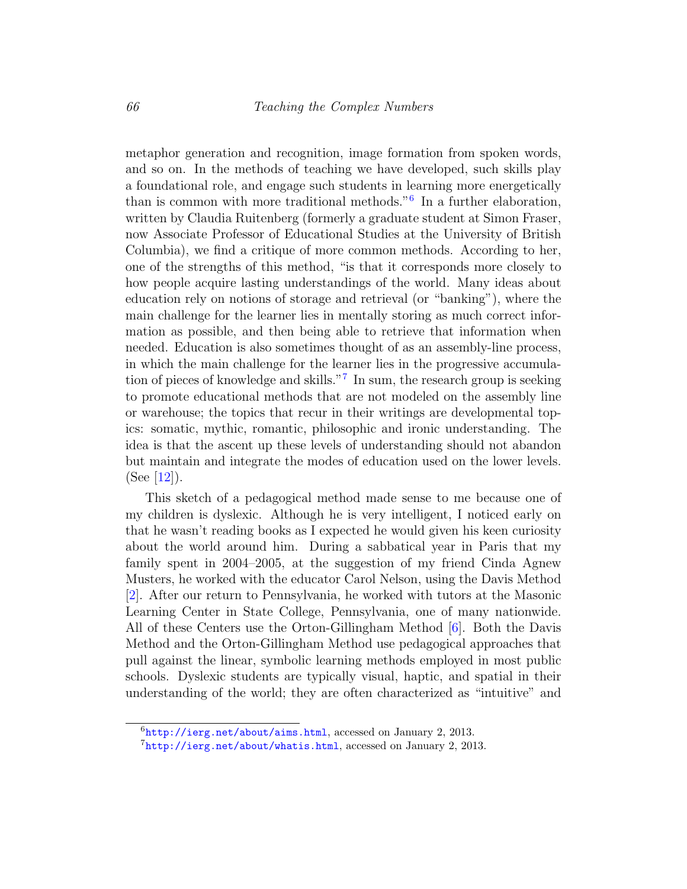metaphor generation and recognition, image formation from spoken words, and so on. In the methods of teaching we have developed, such skills play a foundational role, and engage such students in learning more energetically than is common with more traditional methods."[6] In a further elaboration, written by Claudia Ruitenberg (formerly a graduate student at Simon Fraser, now Associate Professor of Educational Studies at the University of British Columbia), we find a critique of more common methods. According to her, one of the strengths of this method, "is that it corresponds more closely to how people acquire lasting understandings of the world. Many ideas about education rely on notions of storage and retrieval (or "banking"), where the main challenge for the learner lies in mentally storing as much correct information as possible, and then being able to retrieve that information when needed. Education is also sometimes thought of as an assembly-line process, in which the main challenge for the learner lies in the progressive accumulation of pieces of knowledge and skills."[7] In sum, the research group is seeking to promote educational methods that are not modeled on the assembly line or warehouse; the topics that recur in their writings are developmental topics: somatic, mythic, romantic, philosophic and ironic understanding. The idea is that the ascent up these levels of understanding should not abandon but maintain and integrate the modes of education used on the lower levels. (See [12]).

This sketch of a pedagogical method made sense to me because one of my children is dyslexic. Although he is very intelligent, I noticed early on that he wasn't reading books as I expected he would given his keen curiosity about the world around him. During a sabbatical year in Paris that my family spent in 2004–2005, at the suggestion of my friend Cinda Agnew Musters, he worked with the educator Carol Nelson, using the Davis Method [2]. After our return to Pennsylvania, he worked with tutors at the Masonic Learning Center in State College, Pennsylvania, one of many nationwide. All of these Centers use the Orton-Gillingham Method [6]. Both the Davis Method and the Orton-Gillingham Method use pedagogical approaches that pull against the linear, symbolic learning methods employed in most public schools. Dyslexic students are typically visual, haptic, and spatial in their understanding of the world; they are often characterized as "intuitive" and

[6] http://ierg.net/about/aims.html, accessed on January 2, 2013.

[7] http://ierg.net/about/whatis.html, accessed on January 2, 2013.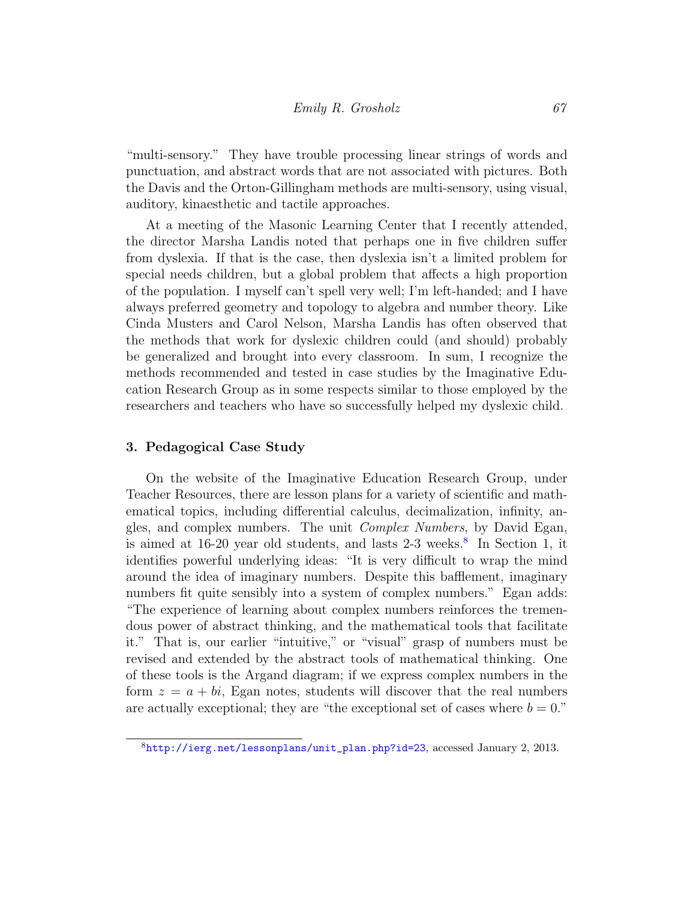"multi-sensory." They have trouble processing linear strings of words and punctuation, and abstract words that are not associated with pictures. Both the Davis and the Orton-Gillingham methods are multi-sensory, using visual, auditory, kinaesthetic and tactile approaches.

At a meeting of the Masonic Learning Center that I recently attended, the director Marsha Landis noted that perhaps one in five children suffer from dyslexia. If that is the case, then dyslexia isn't a limited problem for special needs children, but a global problem that affects a high proportion of the population. I myself can't spell very well; I'm left-handed; and I have always preferred geometry and topology to algebra and number theory. Like Cinda Musters and Carol Nelson, Marsha Landis has often observed that the methods that work for dyslexic children could (and should) probably be generalized and brought into every classroom. In sum, I recognize the methods recommended and tested in case studies by the Imaginative Education Research Group as in some respects similar to those employed by the researchers and teachers who have so successfully helped my dyslexic child.

## 3. Pedagogical Case Study

On the website of the Imaginative Education Research Group, under Teacher Resources, there are lesson plans for a variety of scientific and mathematical topics, including differential calculus, decimalization, infinity, angles, and complex numbers. The unit *Complex Numbers*, by David Egan, is aimed at 16-20 year old students, and lasts 2-3 weeks.[8] In Section 1, it identifies powerful underlying ideas: "It is very difficult to wrap the mind around the idea of imaginary numbers. Despite this bafflement, imaginary numbers fit quite sensibly into a system of complex numbers." Egan adds: "The experience of learning about complex numbers reinforces the tremendous power of abstract thinking, and the mathematical tools that facilitate it." That is, our earlier "intuitive," or "visual" grasp of numbers must be revised and extended by the abstract tools of mathematical thinking. One of these tools is the Argand diagram; if we express complex numbers in the form $z = a + bi$, Egan notes, students will discover that the real numbers are actually exceptional; they are "the exceptional set of cases where $b = 0$."

[8] http://ierg.net/lessonplans/unit_plan.php?id=23, accessed January 2, 2013.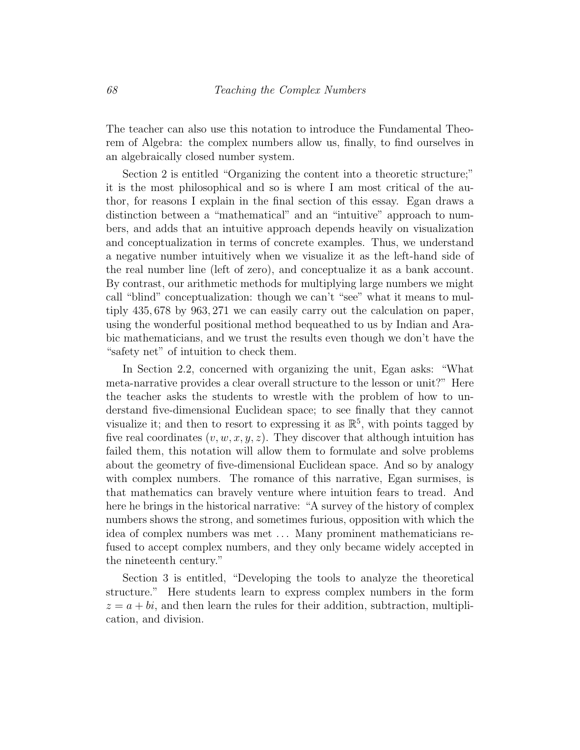The teacher can also use this notation to introduce the Fundamental Theorem of Algebra: the complex numbers allow us, finally, to find ourselves in an algebraically closed number system.

Section 2 is entitled "Organizing the content into a theoretic structure;" it is the most philosophical and so is where I am most critical of the author, for reasons I explain in the final section of this essay. Egan draws a distinction between a "mathematical" and an "intuitive" approach to numbers, and adds that an intuitive approach depends heavily on visualization and conceptualization in terms of concrete examples. Thus, we understand a negative number intuitively when we visualize it as the left-hand side of the real number line (left of zero), and conceptualize it as a bank account. By contrast, our arithmetic methods for multiplying large numbers we might call "blind" conceptualization: though we can't "see" what it means to multiply $435,678$ by $963,271$ we can easily carry out the calculation on paper, using the wonderful positional method bequeathed to us by Indian and Arabic mathematicians, and we trust the results even though we don't have the "safety net" of intuition to check them.

In Section 2.2, concerned with organizing the unit, Egan asks: "What meta-narrative provides a clear overall structure to the lesson or unit?" Here the teacher asks the students to wrestle with the problem of how to understand five-dimensional Euclidean space; to see finally that they cannot visualize it; and then to resort to expressing it as $\mathbb{R}^5$, with points tagged by five real coordinates $(v, w, x, y, z)$. They discover that although intuition has failed them, this notation will allow them to formulate and solve problems about the geometry of five-dimensional Euclidean space. And so by analogy with complex numbers. The romance of this narrative, Egan surmises, is that mathematics can bravely venture where intuition fears to tread. And here he brings in the historical narrative: "A survey of the history of complex numbers shows the strong, and sometimes furious, opposition with which the idea of complex numbers was met ... Many prominent mathematicians refused to accept complex numbers, and they only became widely accepted in the nineteenth century."

Section 3 is entitled, "Developing the tools to analyze the theoretical structure." Here students learn to express complex numbers in the form $z = a + bi$, and then learn the rules for their addition, subtraction, multiplication, and division.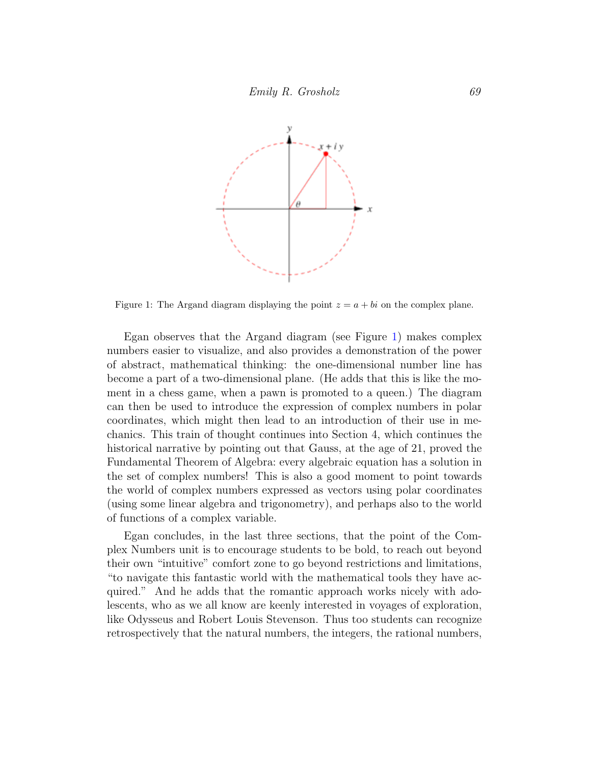Figure 1: The Argand diagram displaying the point $z = a + bi$ on the complex plane.

Egan observes that the Argand diagram (see Figure 1) makes complex numbers easier to visualize, and also provides a demonstration of the power of abstract, mathematical thinking: the one-dimensional number line has become a part of a two-dimensional plane. (He adds that this is like the moment in a chess game, when a pawn is promoted to a queen.) The diagram can then be used to introduce the expression of complex numbers in polar coordinates, which might then lead to an introduction of their use in mechanics. This train of thought continues into Section 4, which continues the historical narrative by pointing out that Gauss, at the age of 21, proved the Fundamental Theorem of Algebra: every algebraic equation has a solution in the set of complex numbers! This is also a good moment to point towards the world of complex numbers expressed as vectors using polar coordinates (using some linear algebra and trigonometry), and perhaps also to the world of functions of a complex variable.

Egan concludes, in the last three sections, that the point of the Complex Numbers unit is to encourage students to be bold, to reach out beyond their own "intuitive" comfort zone to go beyond restrictions and limitations, "to navigate this fantastic world with the mathematical tools they have acquired." And he adds that the romantic approach works nicely with adolescents, who as we all know are keenly interested in voyages of exploration, like Odysseus and Robert Louis Stevenson. Thus too students can recognize retrospectively that the natural numbers, the integers, the rational numbers,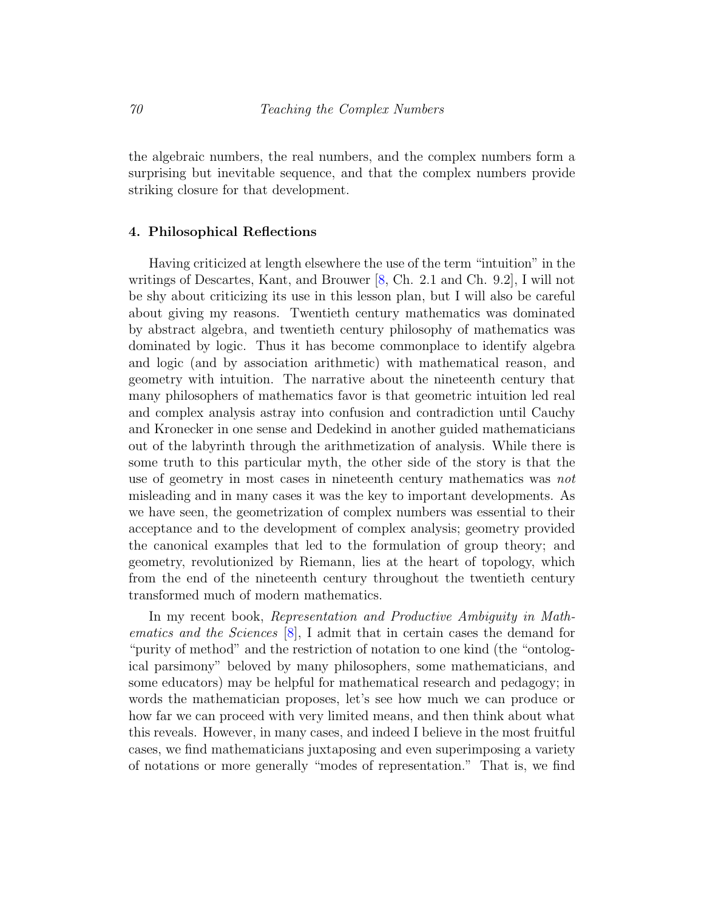the algebraic numbers, the real numbers, and the complex numbers form a surprising but inevitable sequence, and that the complex numbers provide striking closure for that development.

## 4. Philosophical Reflections

Having criticized at length elsewhere the use of the term "intuition" in the writings of Descartes, Kant, and Brouwer [8, Ch. 2.1 and Ch. 9.2], I will not be shy about criticizing its use in this lesson plan, but I will also be careful about giving my reasons. Twentieth century mathematics was dominated by abstract algebra, and twentieth century philosophy of mathematics was dominated by logic. Thus it has become commonplace to identify algebra and logic (and by association arithmetic) with mathematical reason, and geometry with intuition. The narrative about the nineteenth century that many philosophers of mathematics favor is that geometric intuition led real and complex analysis astray into confusion and contradiction until Cauchy and Kronecker in one sense and Dedekind in another guided mathematicians out of the labyrinth through the arithmetization of analysis. While there is some truth to this particular myth, the other side of the story is that the use of geometry in most cases in nineteenth century mathematics was *not* misleading and in many cases it was the key to important developments. As we have seen, the geometrization of complex numbers was essential to their acceptance and to the development of complex analysis; geometry provided the canonical examples that led to the formulation of group theory; and geometry, revolutionized by Riemann, lies at the heart of topology, which from the end of the nineteenth century throughout the twentieth century transformed much of modern mathematics.

In my recent book, *Representation and Productive Ambiguity in Mathematics and the Sciences* [8], I admit that in certain cases the demand for "purity of method" and the restriction of notation to one kind (the "ontological parsimony" beloved by many philosophers, some mathematicians, and some educators) may be helpful for mathematical research and pedagogy; in words the mathematician proposes, let's see how much we can produce or how far we can proceed with very limited means, and then think about what this reveals. However, in many cases, and indeed I believe in the most fruitful cases, we find mathematicians juxtaposing and even superimposing a variety of notations or more generally "modes of representation." That is, we find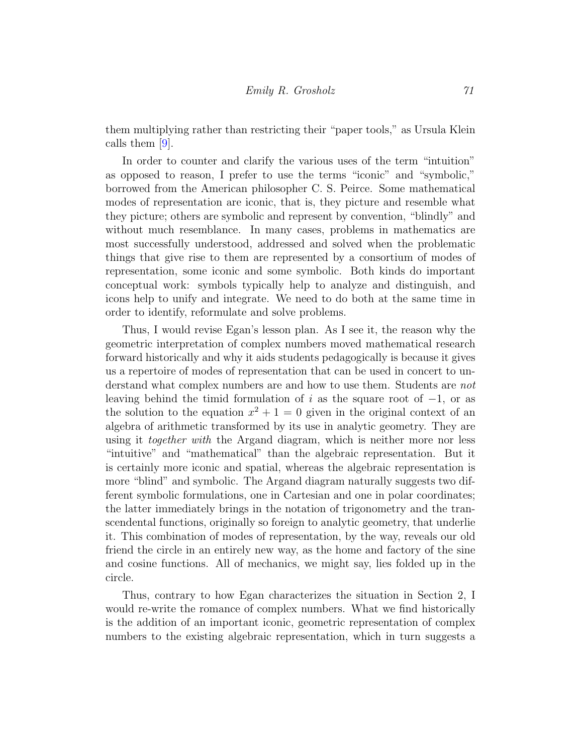them multiplying rather than restricting their "paper tools," as Ursula Klein calls them [9].

In order to counter and clarify the various uses of the term "intuition" as opposed to reason, I prefer to use the terms "iconic" and "symbolic," borrowed from the American philosopher C. S. Peirce. Some mathematical modes of representation are iconic, that is, they picture and resemble what they picture; others are symbolic and represent by convention, "blindly" and without much resemblance. In many cases, problems in mathematics are most successfully understood, addressed and solved when the problematic things that give rise to them are represented by a consortium of modes of representation, some iconic and some symbolic. Both kinds do important conceptual work: symbols typically help to analyze and distinguish, and icons help to unify and integrate. We need to do both at the same time in order to identify, reformulate and solve problems.

Thus, I would revise Egan's lesson plan. As I see it, the reason why the geometric interpretation of complex numbers moved mathematical research forward historically and why it aids students pedagogically is because it gives us a repertoire of modes of representation that can be used in concert to understand what complex numbers are and how to use them. Students are *not* leaving behind the timid formulation of $i$ as the square root of $-1$, or as the solution to the equation $x^2 + 1 = 0$ given in the original context of an algebra of arithmetic transformed by its use in analytic geometry. They are using it *together with* the Argand diagram, which is neither more nor less "intuitive" and "mathematical" than the algebraic representation. But it is certainly more iconic and spatial, whereas the algebraic representation is more "blind" and symbolic. The Argand diagram naturally suggests two different symbolic formulations, one in Cartesian and one in polar coordinates; the latter immediately brings in the notation of trigonometry and the transcendental functions, originally so foreign to analytic geometry, that underlie it. This combination of modes of representation, by the way, reveals our old friend the circle in an entirely new way, as the home and factory of the sine and cosine functions. All of mechanics, we might say, lies folded up in the circle.

Thus, contrary to how Egan characterizes the situation in Section 2, I would re-write the romance of complex numbers. What we find historically is the addition of an important iconic, geometric representation of complex numbers to the existing algebraic representation, which in turn suggests a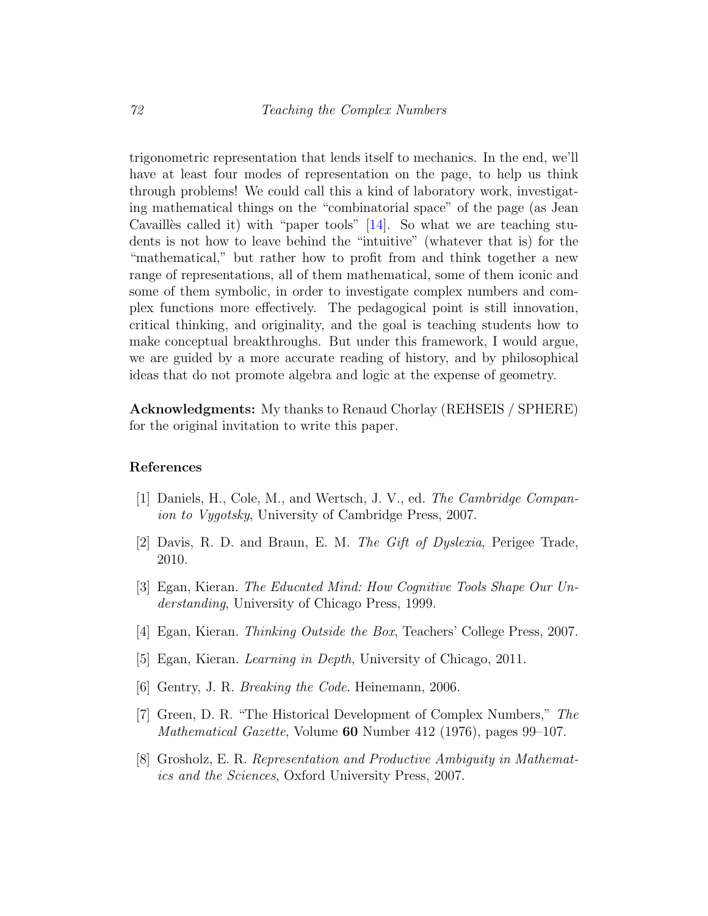trigonometric representation that lends itself to mechanics. In the end, we'll have at least four modes of representation on the page, to help us think through problems! We could call this a kind of laboratory work, investigating mathematical things on the "combinatorial space" of the page (as Jean Cavaillès called it) with "paper tools" [14]. So what we are teaching students is not how to leave behind the "intuitive" (whatever that is) for the "mathematical," but rather how to profit from and think together a new range of representations, all of them mathematical, some of them iconic and some of them symbolic, in order to investigate complex numbers and complex functions more effectively. The pedagogical point is still innovation, critical thinking, and originality, and the goal is teaching students how to make conceptual breakthroughs. But under this framework, I would argue, we are guided by a more accurate reading of history, and by philosophical ideas that do not promote algebra and logic at the expense of geometry.

**Acknowledgments:** My thanks to Renaud Chorlay (REHSEIS / SPHERE) for the original invitation to write this paper.

## References

[1] Daniels, H., Cole, M., and Wertsch, J. V., ed. *The Cambridge Companion to Vygotsky*, University of Cambridge Press, 2007.

[2] Davis, R. D. and Braun, E. M. *The Gift of Dyslexia*, Perigee Trade, 2010.

[3] Egan, Kieran. *The Educated Mind: How Cognitive Tools Shape Our Understanding*, University of Chicago Press, 1999.

[4] Egan, Kieran. *Thinking Outside the Box*, Teachers' College Press, 2007.

[5] Egan, Kieran. *Learning in Depth*, University of Chicago, 2011.

[6] Gentry, J. R. *Breaking the Code*. Heinemann, 2006.

[7] Green, D. R. "The Historical Development of Complex Numbers," *The Mathematical Gazette*, Volume **60** Number 412 (1976), pages 99–107.

[8] Grosholz, E. R. *Representation and Productive Ambiguity in Mathematics and the Sciences*, Oxford University Press, 2007.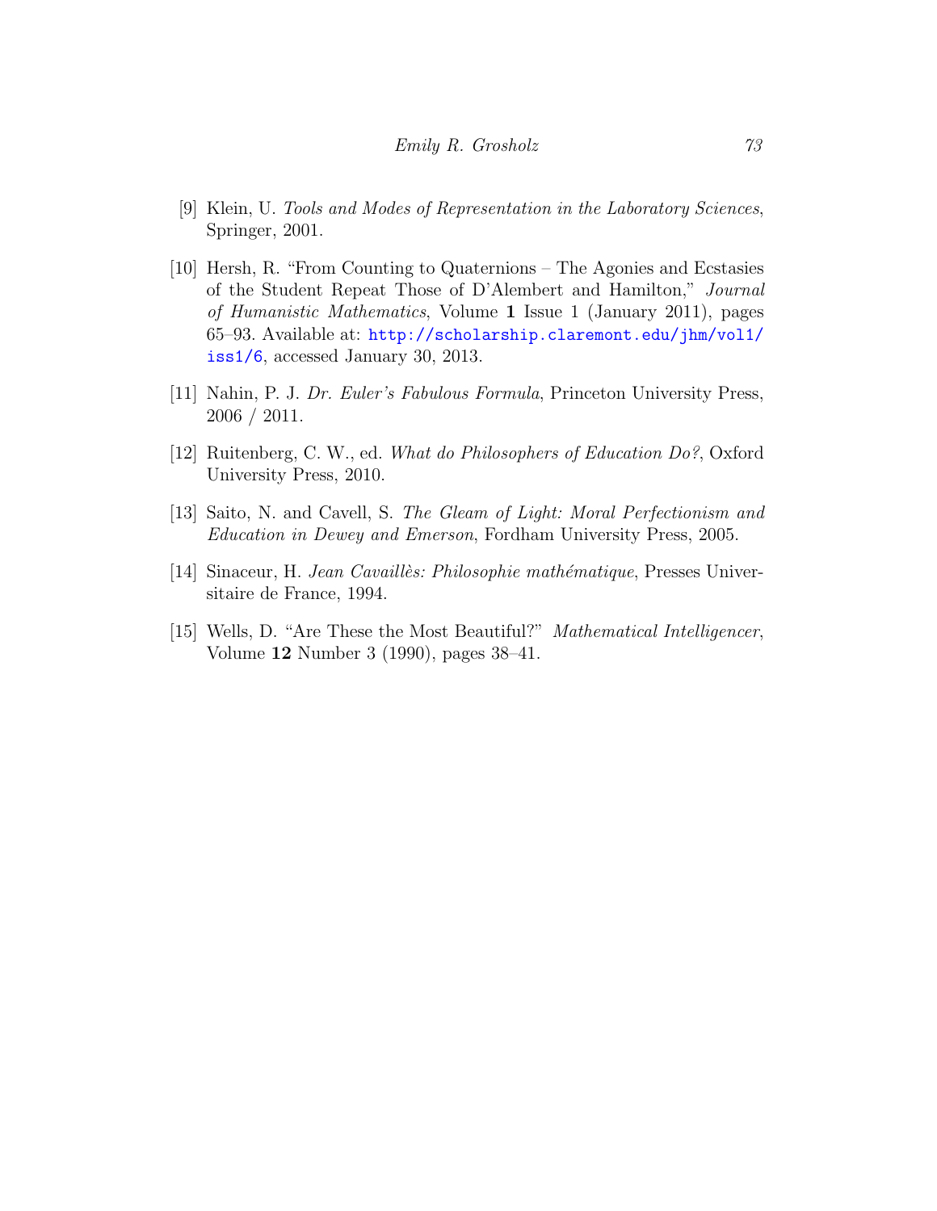[9] Klein, U. *Tools and Modes of Representation in the Laboratory Sciences*, Springer, 2001.

[10] Hersh, R. "From Counting to Quaternions – The Agonies and Ecstasies of the Student Repeat Those of D'Alembert and Hamilton," *Journal of Humanistic Mathematics*, Volume **1** Issue 1 (January 2011), pages 65–93. Available at: http://scholarship.claremont.edu/jhm/vol1/iss1/6, accessed January 30, 2013.

[11] Nahin, P. J. *Dr. Euler's Fabulous Formula*, Princeton University Press, 2006 / 2011.

[12] Ruitenberg, C. W., ed. *What do Philosophers of Education Do?*, Oxford University Press, 2010.

[13] Saito, N. and Cavell, S. *The Gleam of Light: Moral Perfectionism and Education in Dewey and Emerson*, Fordham University Press, 2005.

[14] Sinaceur, H. *Jean Cavaillès: Philosophie mathématique*, Presses Universitaire de France, 1994.

[15] Wells, D. "Are These the Most Beautiful?" *Mathematical Intelligencer*, Volume **12** Number 3 (1990), pages 38–41.